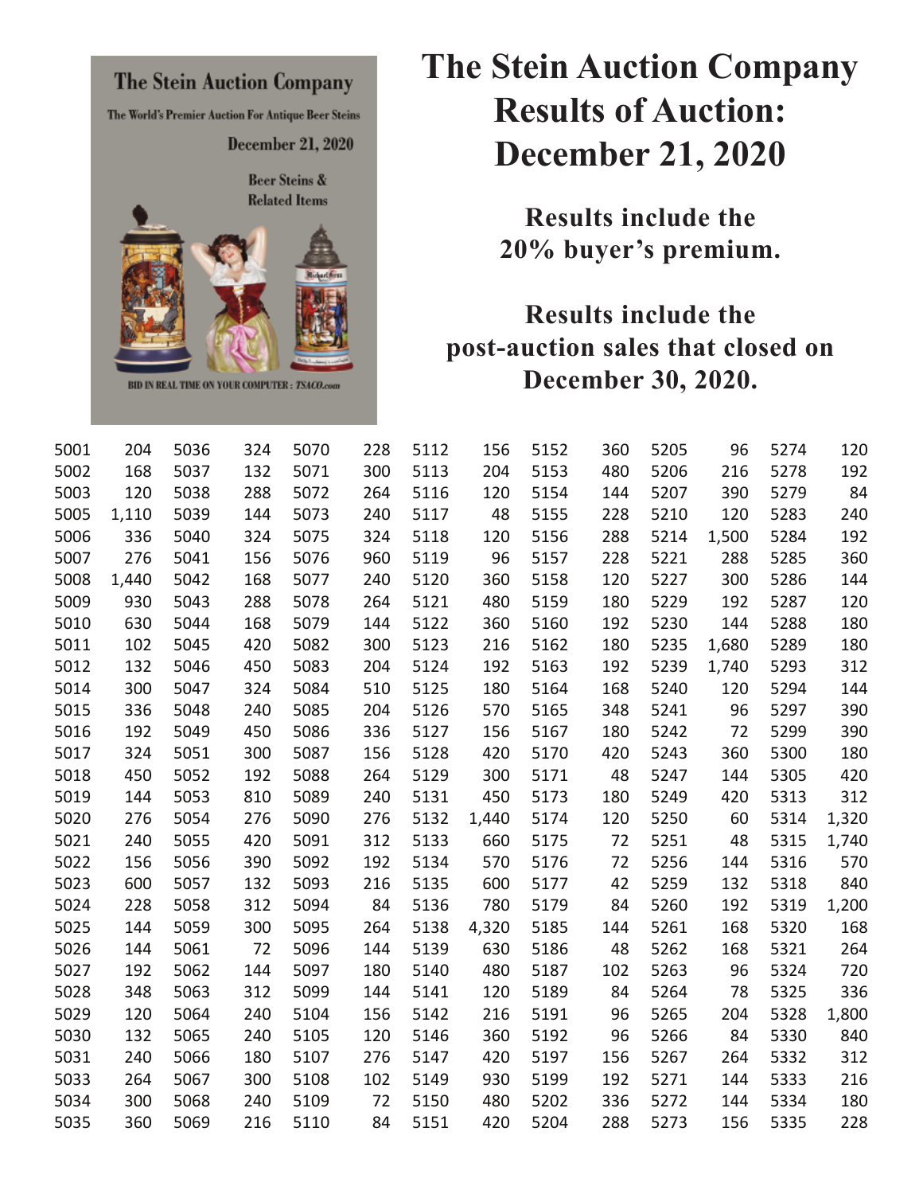# The Stein Auction Company Results of Auction: December 21, 2020

**Results include the 20% buyer's premium.**

**Results include the post-auction sales that closed on December 30, 2020.**

The Stein Auction Company

The World's Premier Auction For Antique Beer Steins

December 21, 2020

Beer Steins & Related Items

BID IN REAL TIME ON YOUR COMPUTER : TSACO.com

| Lot | Price | Lot | Price | Lot | Price | Lot | Price | Lot | Price | Lot | Price | Lot | Price |
|---|---|---|---|---|---|---|---|---|---|---|---|---|---|
| 5001 | 204 | 5036 | 324 | 5070 | 228 | 5112 | 156 | 5152 | 360 | 5205 | 96 | 5274 | 120 |
| 5002 | 168 | 5037 | 132 | 5071 | 300 | 5113 | 204 | 5153 | 480 | 5206 | 216 | 5278 | 192 |
| 5003 | 120 | 5038 | 288 | 5072 | 264 | 5116 | 120 | 5154 | 144 | 5207 | 390 | 5279 | 84 |
| 5005 | 1,110 | 5039 | 144 | 5073 | 240 | 5117 | 48 | 5155 | 228 | 5210 | 120 | 5283 | 240 |
| 5006 | 336 | 5040 | 324 | 5075 | 324 | 5118 | 120 | 5156 | 288 | 5214 | 1,500 | 5284 | 192 |
| 5007 | 276 | 5041 | 156 | 5076 | 960 | 5119 | 96 | 5157 | 228 | 5221 | 288 | 5285 | 360 |
| 5008 | 1,440 | 5042 | 168 | 5077 | 240 | 5120 | 360 | 5158 | 120 | 5227 | 300 | 5286 | 144 |
| 5009 | 930 | 5043 | 288 | 5078 | 264 | 5121 | 480 | 5159 | 180 | 5229 | 192 | 5287 | 120 |
| 5010 | 630 | 5044 | 168 | 5079 | 144 | 5122 | 360 | 5160 | 192 | 5230 | 144 | 5288 | 180 |
| 5011 | 102 | 5045 | 420 | 5082 | 300 | 5123 | 216 | 5162 | 180 | 5235 | 1,680 | 5289 | 180 |
| 5012 | 132 | 5046 | 450 | 5083 | 204 | 5124 | 192 | 5163 | 192 | 5239 | 1,740 | 5293 | 312 |
| 5014 | 300 | 5047 | 324 | 5084 | 510 | 5125 | 180 | 5164 | 168 | 5240 | 120 | 5294 | 144 |
| 5015 | 336 | 5048 | 240 | 5085 | 204 | 5126 | 570 | 5165 | 348 | 5241 | 96 | 5297 | 390 |
| 5016 | 192 | 5049 | 450 | 5086 | 336 | 5127 | 156 | 5167 | 180 | 5242 | 72 | 5299 | 390 |
| 5017 | 324 | 5051 | 300 | 5087 | 156 | 5128 | 420 | 5170 | 420 | 5243 | 360 | 5300 | 180 |
| 5018 | 450 | 5052 | 192 | 5088 | 264 | 5129 | 300 | 5171 | 48 | 5247 | 144 | 5305 | 420 |
| 5019 | 144 | 5053 | 810 | 5089 | 240 | 5131 | 450 | 5173 | 180 | 5249 | 420 | 5313 | 312 |
| 5020 | 276 | 5054 | 276 | 5090 | 276 | 5132 | 1,440 | 5174 | 120 | 5250 | 60 | 5314 | 1,320 |
| 5021 | 240 | 5055 | 420 | 5091 | 312 | 5133 | 660 | 5175 | 72 | 5251 | 48 | 5315 | 1,740 |
| 5022 | 156 | 5056 | 390 | 5092 | 192 | 5134 | 570 | 5176 | 72 | 5256 | 144 | 5316 | 570 |
| 5023 | 600 | 5057 | 132 | 5093 | 216 | 5135 | 600 | 5177 | 42 | 5259 | 132 | 5318 | 840 |
| 5024 | 228 | 5058 | 312 | 5094 | 84 | 5136 | 780 | 5179 | 84 | 5260 | 192 | 5319 | 1,200 |
| 5025 | 144 | 5059 | 300 | 5095 | 264 | 5138 | 4,320 | 5185 | 144 | 5261 | 168 | 5320 | 168 |
| 5026 | 144 | 5061 | 72 | 5096 | 144 | 5139 | 630 | 5186 | 48 | 5262 | 168 | 5321 | 264 |
| 5027 | 192 | 5062 | 144 | 5097 | 180 | 5140 | 480 | 5187 | 102 | 5263 | 96 | 5324 | 720 |
| 5028 | 348 | 5063 | 312 | 5099 | 144 | 5141 | 120 | 5189 | 84 | 5264 | 78 | 5325 | 336 |
| 5029 | 120 | 5064 | 240 | 5104 | 156 | 5142 | 216 | 5191 | 96 | 5265 | 204 | 5328 | 1,800 |
| 5030 | 132 | 5065 | 240 | 5105 | 120 | 5146 | 360 | 5192 | 96 | 5266 | 84 | 5330 | 840 |
| 5031 | 240 | 5066 | 180 | 5107 | 276 | 5147 | 420 | 5197 | 156 | 5267 | 264 | 5332 | 312 |
| 5033 | 264 | 5067 | 300 | 5108 | 102 | 5149 | 930 | 5199 | 192 | 5271 | 144 | 5333 | 216 |
| 5034 | 300 | 5068 | 240 | 5109 | 72 | 5150 | 480 | 5202 | 336 | 5272 | 144 | 5334 | 180 |
| 5035 | 360 | 5069 | 216 | 5110 | 84 | 5151 | 420 | 5204 | 288 | 5273 | 156 | 5335 | 228 |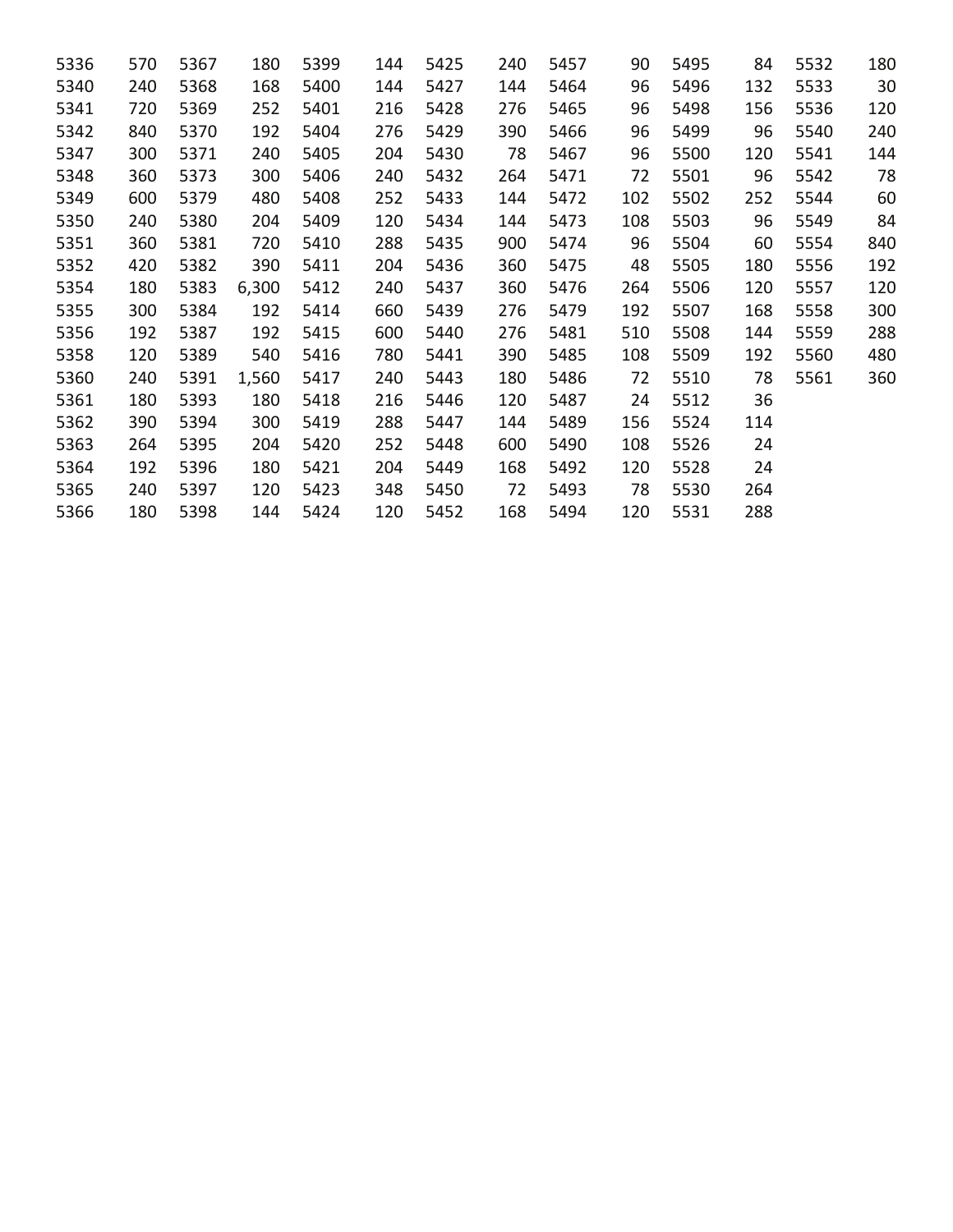| | | | | | | | | | | | | | |
|---|---|---|---|---|---|---|---|---|---|---|---|---|---|
| 5336 | 570 | 5367 | 180 | 5399 | 144 | 5425 | 240 | 5457 | 90 | 5495 | 84 | 5532 | 180 |
| 5340 | 240 | 5368 | 168 | 5400 | 144 | 5427 | 144 | 5464 | 96 | 5496 | 132 | 5533 | 30 |
| 5341 | 720 | 5369 | 252 | 5401 | 216 | 5428 | 276 | 5465 | 96 | 5498 | 156 | 5536 | 120 |
| 5342 | 840 | 5370 | 192 | 5404 | 276 | 5429 | 390 | 5466 | 96 | 5499 | 96 | 5540 | 240 |
| 5347 | 300 | 5371 | 240 | 5405 | 204 | 5430 | 78 | 5467 | 96 | 5500 | 120 | 5541 | 144 |
| 5348 | 360 | 5373 | 300 | 5406 | 240 | 5432 | 264 | 5471 | 72 | 5501 | 96 | 5542 | 78 |
| 5349 | 600 | 5379 | 480 | 5408 | 252 | 5433 | 144 | 5472 | 102 | 5502 | 252 | 5544 | 60 |
| 5350 | 240 | 5380 | 204 | 5409 | 120 | 5434 | 144 | 5473 | 108 | 5503 | 96 | 5549 | 84 |
| 5351 | 360 | 5381 | 720 | 5410 | 288 | 5435 | 900 | 5474 | 96 | 5504 | 60 | 5554 | 840 |
| 5352 | 420 | 5382 | 390 | 5411 | 204 | 5436 | 360 | 5475 | 48 | 5505 | 180 | 5556 | 192 |
| 5354 | 180 | 5383 | 6,300 | 5412 | 240 | 5437 | 360 | 5476 | 264 | 5506 | 120 | 5557 | 120 |
| 5355 | 300 | 5384 | 192 | 5414 | 660 | 5439 | 276 | 5479 | 192 | 5507 | 168 | 5558 | 300 |
| 5356 | 192 | 5387 | 192 | 5415 | 600 | 5440 | 276 | 5481 | 510 | 5508 | 144 | 5559 | 288 |
| 5358 | 120 | 5389 | 540 | 5416 | 780 | 5441 | 390 | 5485 | 108 | 5509 | 192 | 5560 | 480 |
| 5360 | 240 | 5391 | 1,560 | 5417 | 240 | 5443 | 180 | 5486 | 72 | 5510 | 78 | 5561 | 360 |
| 5361 | 180 | 5393 | 180 | 5418 | 216 | 5446 | 120 | 5487 | 24 | 5512 | 36 | | |
| 5362 | 390 | 5394 | 300 | 5419 | 288 | 5447 | 144 | 5489 | 156 | 5524 | 114 | | |
| 5363 | 264 | 5395 | 204 | 5420 | 252 | 5448 | 600 | 5490 | 108 | 5526 | 24 | | |
| 5364 | 192 | 5396 | 180 | 5421 | 204 | 5449 | 168 | 5492 | 120 | 5528 | 24 | | |
| 5365 | 240 | 5397 | 120 | 5423 | 348 | 5450 | 72 | 5493 | 78 | 5530 | 264 | | |
| 5366 | 180 | 5398 | 144 | 5424 | 120 | 5452 | 168 | 5494 | 120 | 5531 | 288 | | |